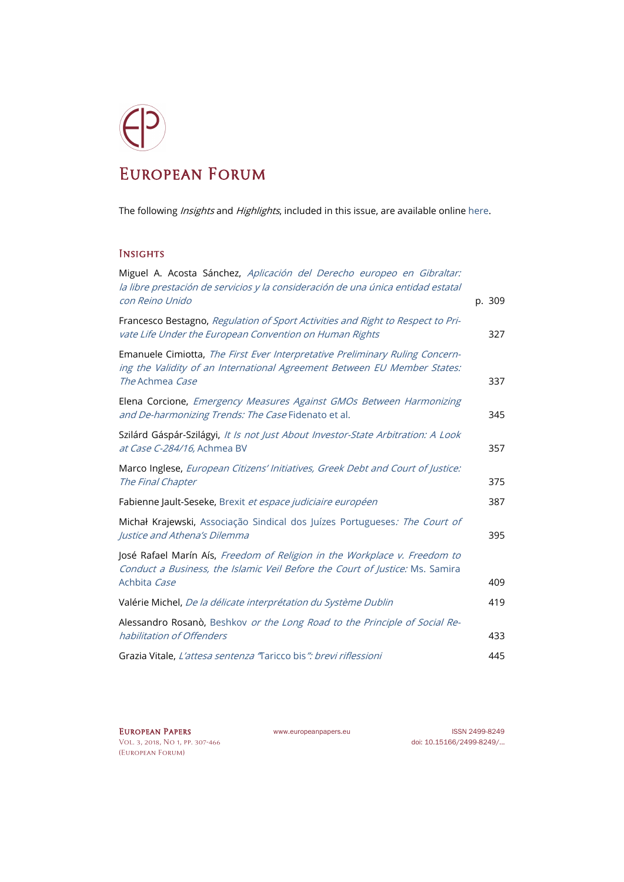# European Forum

The following *Insights* and *Highlights*, included in this issue, are available online here.

## Insights

| | |
|---|---|
| Miguel A. Acosta Sánchez, *Aplicación del Derecho europeo en Gibraltar: la libre prestación de servicios y la consideración de una única entidad estatal con Reino Unido* | p. 309 |
| Francesco Bestagno, *Regulation of Sport Activities and Right to Respect to Private Life Under the European Convention on Human Rights* | 327 |
| Emanuele Cimiotta, *The First Ever Interpretative Preliminary Ruling Concerning the Validity of an International Agreement Between EU Member States: The* Achmea *Case* | 337 |
| Elena Corcione, *Emergency Measures Against GMOs Between Harmonizing and De-harmonizing Trends: The Case* Fidenato et al. | 345 |
| Szilárd Gáspár-Szilágyi, *It Is not Just About Investor-State Arbitration: A Look at Case C-284/16,* Achmea BV | 357 |
| Marco Inglese, *European Citizens' Initiatives, Greek Debt and Court of Justice: The Final Chapter* | 375 |
| Fabienne Jault-Seseke, Brexit *et espace judiciaire européen* | 387 |
| Michał Krajewski, Associação Sindical dos Juízes Portugueses*: The Court of Justice and Athena's Dilemma* | 395 |
| José Rafael Marín Aís, *Freedom of Religion in the Workplace v. Freedom to Conduct a Business, the Islamic Veil Before the Court of Justice:* Ms. Samira Achbita *Case* | 409 |
| Valérie Michel, *De la délicate interprétation du Système Dublin* | 419 |
| Alessandro Rosanò, Beshkov *or the Long Road to the Principle of Social Rehabilitation of Offenders* | 433 |
| Grazia Vitale, *L'attesa sentenza "*Taricco bis*": brevi riflessioni* | 445 |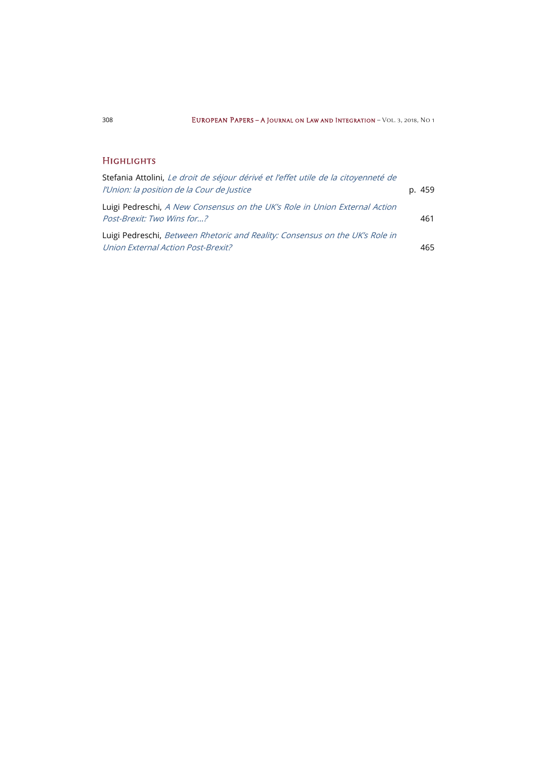## Highlights

Stefania Attolini, *Le droit de séjour dérivé et l'effet utile de la citoyenneté de l'Union: la position de la Cour de Justice* p. 459

Luigi Pedreschi, *A New Consensus on the UK's Role in Union External Action Post-Brexit: Two Wins for…?* 461

Luigi Pedreschi, *Between Rhetoric and Reality: Consensus on the UK's Role in Union External Action Post-Brexit?* 465